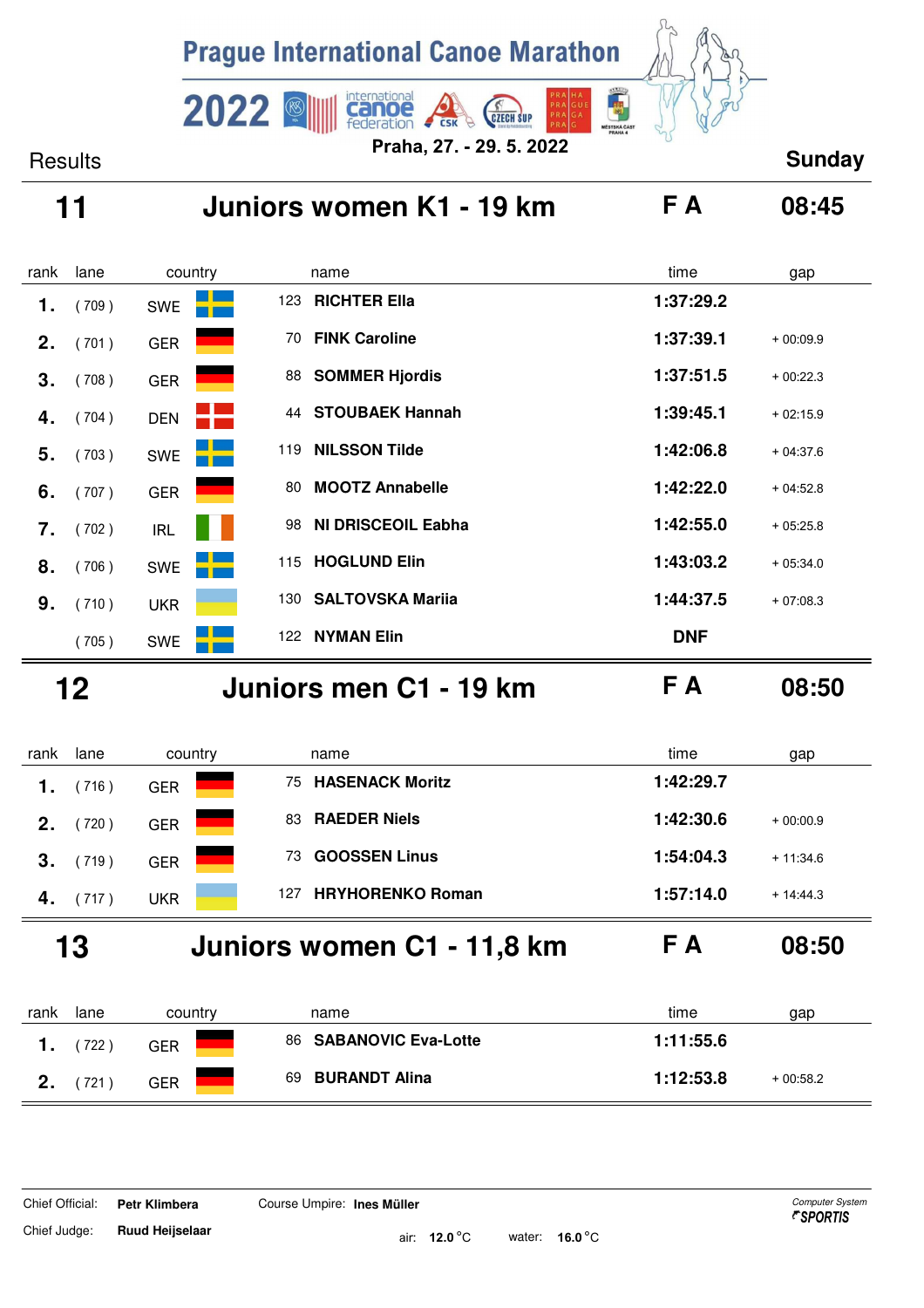# Prague International Canoe Marathon

**2022**

**Praha, 27. - 29. 5. 2022**

Results **Sunday**

## 11 Juniors women K1 - 19 km — F A — 08:45

| rank | lane | country | | name | time | gap |
|---|---|---|---|---|---|---|
| 1. | ( 709 ) | SWE | 123 | **RICHTER Ella** | **1:37:29.2** | |
| 2. | ( 701 ) | GER | 70 | **FINK Caroline** | **1:37:39.1** | + 00:09.9 |
| 3. | ( 708 ) | GER | 88 | **SOMMER Hjordis** | **1:37:51.5** | + 00:22.3 |
| 4. | ( 704 ) | DEN | 44 | **STOUBAEK Hannah** | **1:39:45.1** | + 02:15.9 |
| 5. | ( 703 ) | SWE | 119 | **NILSSON Tilde** | **1:42:06.8** | + 04:37.6 |
| 6. | ( 707 ) | GER | 80 | **MOOTZ Annabelle** | **1:42:22.0** | + 04:52.8 |
| 7. | ( 702 ) | IRL | 98 | **NI DRISCEOIL Eabha** | **1:42:55.0** | + 05:25.8 |
| 8. | ( 706 ) | SWE | 115 | **HOGLUND Elin** | **1:43:03.2** | + 05:34.0 |
| 9. | ( 710 ) | UKR | 130 | **SALTOVSKA Mariia** | **1:44:37.5** | + 07:08.3 |
| | ( 705 ) | SWE | 122 | **NYMAN Elin** | **DNF** | |

## 12 Juniors men C1 - 19 km — F A — 08:50

| rank | lane | country | | name | time | gap |
|---|---|---|---|---|---|---|
| 1. | ( 716 ) | GER | 75 | **HASENACK Moritz** | **1:42:29.7** | |
| 2. | ( 720 ) | GER | 83 | **RAEDER Niels** | **1:42:30.6** | + 00:00.9 |
| 3. | ( 719 ) | GER | 73 | **GOOSSEN Linus** | **1:54:04.3** | + 11:34.6 |
| 4. | ( 717 ) | UKR | 127 | **HRYHORENKO Roman** | **1:57:14.0** | + 14:44.3 |

## 13 Juniors women C1 - 11,8 km — F A — 08:50

| rank | lane | country | | name | time | gap |
|---|---|---|---|---|---|---|
| 1. | ( 722 ) | GER | 86 | **SABANOVIC Eva-Lotte** | **1:11:55.6** | |
| 2. | ( 721 ) | GER | 69 | **BURANDT Alina** | **1:12:53.8** | + 00:58.2 |

Chief Official: **Petr Klimbera** Course Umpire: **Ines Müller**

Chief Judge: **Ruud Heijselaar**

air: **12.0** °C water: **16.0** °C

*Computer System* **SPORTIS**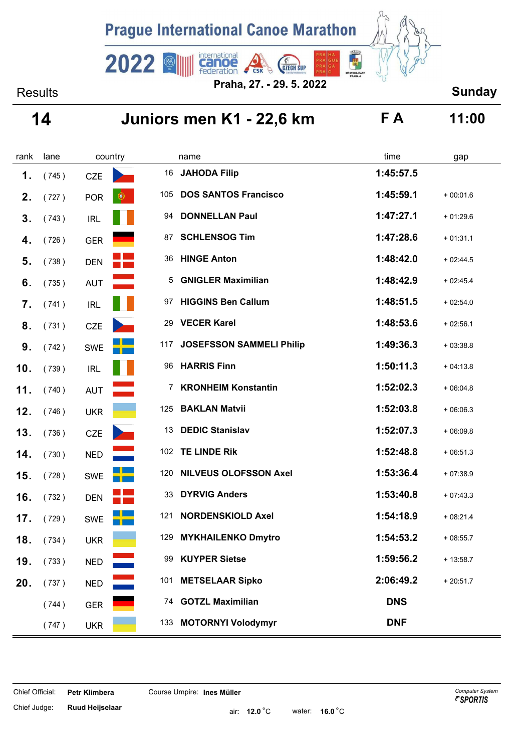# Prague International Canoe Marathon

**2022**

**Praha, 27. - 29. 5. 2022**

Results | **Sunday**

## 14 Juniors men K1 - 22,6 km — F A — 11:00

| rank | lane | country | | name | time | gap |
|---|---|---|---|---|---|---|
| 1. | ( 745 ) | CZE | 16 | **JAHODA Filip** | **1:45:57.5** | |
| 2. | ( 727 ) | POR | 105 | **DOS SANTOS Francisco** | **1:45:59.1** | + 00:01.6 |
| 3. | ( 743 ) | IRL | 94 | **DONNELLAN Paul** | **1:47:27.1** | + 01:29.6 |
| 4. | ( 726 ) | GER | 87 | **SCHLENSOG Tim** | **1:47:28.6** | + 01:31.1 |
| 5. | ( 738 ) | DEN | 36 | **HINGE Anton** | **1:48:42.0** | + 02:44.5 |
| 6. | ( 735 ) | AUT | 5 | **GNIGLER Maximilian** | **1:48:42.9** | + 02:45.4 |
| 7. | ( 741 ) | IRL | 97 | **HIGGINS Ben Callum** | **1:48:51.5** | + 02:54.0 |
| 8. | ( 731 ) | CZE | 29 | **VECER Karel** | **1:48:53.6** | + 02:56.1 |
| 9. | ( 742 ) | SWE | 117 | **JOSEFSSON SAMMELI Philip** | **1:49:36.3** | + 03:38.8 |
| 10. | ( 739 ) | IRL | 96 | **HARRIS Finn** | **1:50:11.3** | + 04:13.8 |
| 11. | ( 740 ) | AUT | 7 | **KRONHEIM Konstantin** | **1:52:02.3** | + 06:04.8 |
| 12. | ( 746 ) | UKR | 125 | **BAKLAN Matvii** | **1:52:03.8** | + 06:06.3 |
| 13. | ( 736 ) | CZE | 13 | **DEDIC Stanislav** | **1:52:07.3** | + 06:09.8 |
| 14. | ( 730 ) | NED | 102 | **TE LINDE Rik** | **1:52:48.8** | + 06:51.3 |
| 15. | ( 728 ) | SWE | 120 | **NILVEUS OLOFSSON Axel** | **1:53:36.4** | + 07:38.9 |
| 16. | ( 732 ) | DEN | 33 | **DYRVIG Anders** | **1:53:40.8** | + 07:43.3 |
| 17. | ( 729 ) | SWE | 121 | **NORDENSKIOLD Axel** | **1:54:18.9** | + 08:21.4 |
| 18. | ( 734 ) | UKR | 129 | **MYKHAILENKO Dmytro** | **1:54:53.2** | + 08:55.7 |
| 19. | ( 733 ) | NED | 99 | **KUYPER Sietse** | **1:59:56.2** | + 13:58.7 |
| 20. | ( 737 ) | NED | 101 | **METSELAAR Sipko** | **2:06:49.2** | + 20:51.7 |
| | ( 744 ) | GER | 74 | **GOTZL Maximilian** | **DNS** | |
| | ( 747 ) | UKR | 133 | **MOTORNYI Volodymyr** | **DNF** | |

Chief Official: **Petr Klimbera** Course Umpire: **Ines Müller**

Chief Judge: **Ruud Heijselaar** air: **12.0** °C water: **16.0** °C

*Computer System* **SPORTIS**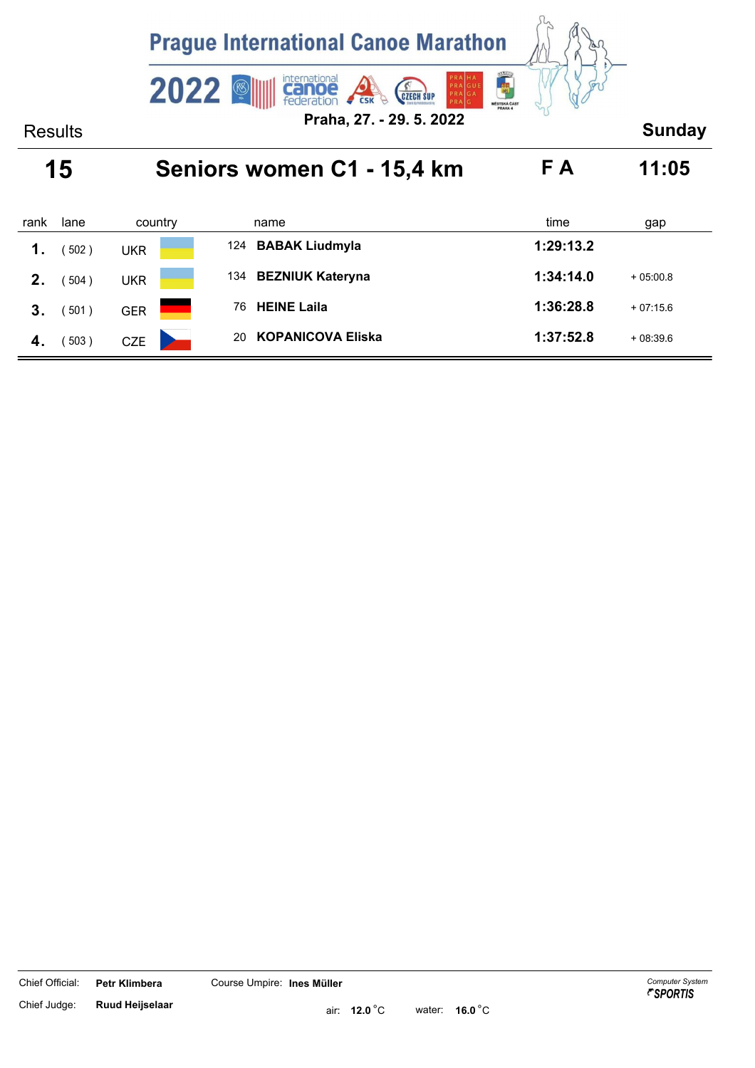# Prague International Canoe Marathon

**2022**

**Praha, 27. - 29. 5. 2022**

Results **Sunday**

## 15 Seniors women C1 - 15,4 km F A 11:05

| rank | lane | country | name | time | gap |
|---|---|---|---|---|---|
| **1.** | ( 502 ) | UKR | 124 **BABAK Liudmyla** | **1:29:13.2** | |
| **2.** | ( 504 ) | UKR | 134 **BEZNIUK Kateryna** | **1:34:14.0** | + 05:00.8 |
| **3.** | ( 501 ) | GER | 76 **HEINE Laila** | **1:36:28.8** | + 07:15.6 |
| **4.** | ( 503 ) | CZE | 20 **KOPANICOVA Eliska** | **1:37:52.8** | + 08:39.6 |

Chief Official: **Petr Klimbera** Course Umpire: **Ines Müller**

Chief Judge: **Ruud Heijselaar**

air: **12.0** °C water: **16.0** °C

*Computer System* **SPORTIS**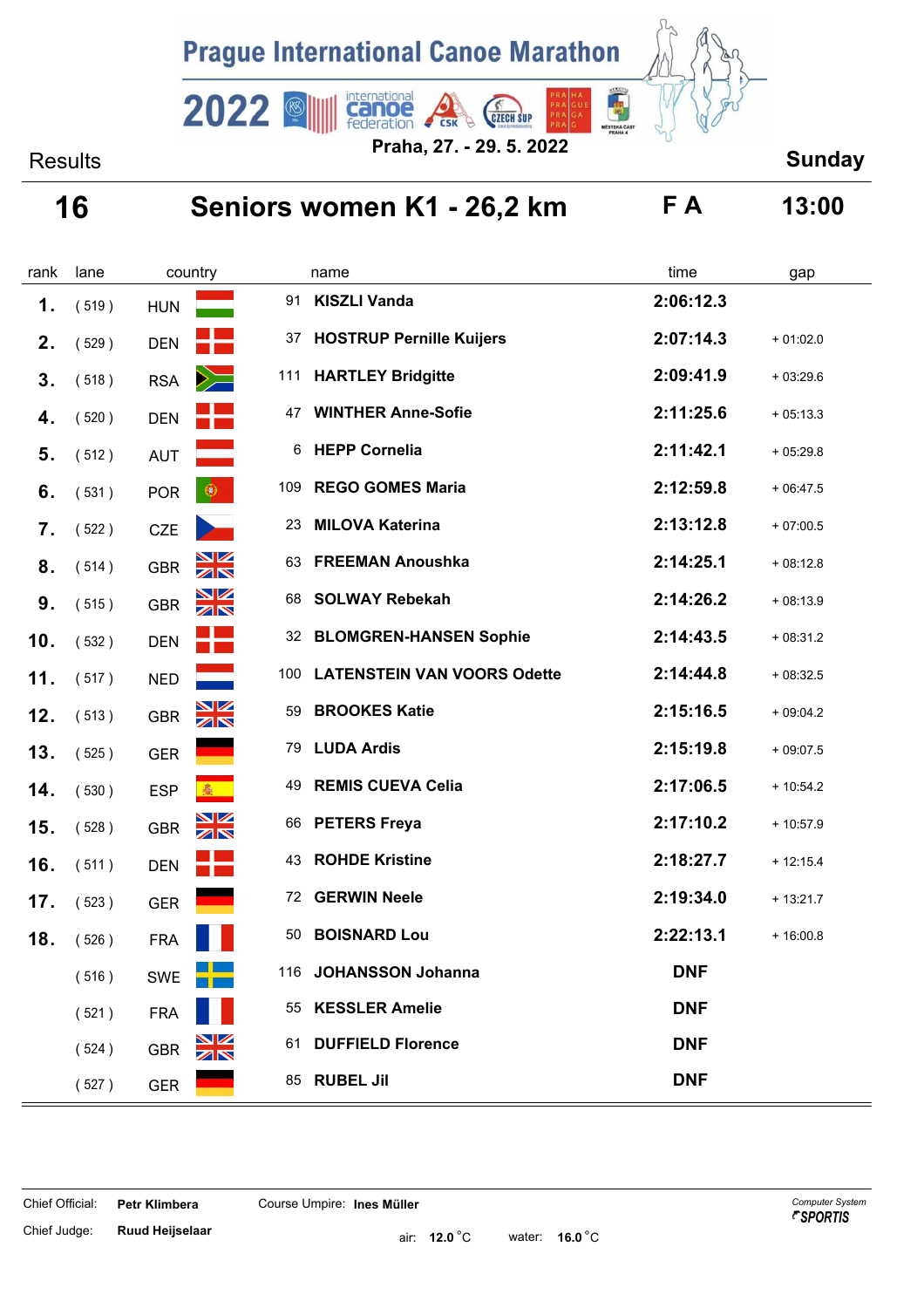# Prague International Canoe Marathon

**2022**

**Praha, 27. - 29. 5. 2022**

Results **Sunday**

## 16 Seniors women K1 - 26,2 km F A 13:00

| rank | lane | country | | name | time | gap |
|---|---|---|---|---|---|---|
| 1. | ( 519 ) | HUN | 91 | **KISZLI Vanda** | **2:06:12.3** | |
| 2. | ( 529 ) | DEN | 37 | **HOSTRUP Pernille Kuijers** | **2:07:14.3** | + 01:02.0 |
| 3. | ( 518 ) | RSA | 111 | **HARTLEY Bridgitte** | **2:09:41.9** | + 03:29.6 |
| 4. | ( 520 ) | DEN | 47 | **WINTHER Anne-Sofie** | **2:11:25.6** | + 05:13.3 |
| 5. | ( 512 ) | AUT | 6 | **HEPP Cornelia** | **2:11:42.1** | + 05:29.8 |
| 6. | ( 531 ) | POR | 109 | **REGO GOMES Maria** | **2:12:59.8** | + 06:47.5 |
| 7. | ( 522 ) | CZE | 23 | **MILOVA Katerina** | **2:13:12.8** | + 07:00.5 |
| 8. | ( 514 ) | GBR | 63 | **FREEMAN Anoushka** | **2:14:25.1** | + 08:12.8 |
| 9. | ( 515 ) | GBR | 68 | **SOLWAY Rebekah** | **2:14:26.2** | + 08:13.9 |
| 10. | ( 532 ) | DEN | 32 | **BLOMGREN-HANSEN Sophie** | **2:14:43.5** | + 08:31.2 |
| 11. | ( 517 ) | NED | 100 | **LATENSTEIN VAN VOORS Odette** | **2:14:44.8** | + 08:32.5 |
| 12. | ( 513 ) | GBR | 59 | **BROOKES Katie** | **2:15:16.5** | + 09:04.2 |
| 13. | ( 525 ) | GER | 79 | **LUDA Ardis** | **2:15:19.8** | + 09:07.5 |
| 14. | ( 530 ) | ESP | 49 | **REMIS CUEVA Celia** | **2:17:06.5** | + 10:54.2 |
| 15. | ( 528 ) | GBR | 66 | **PETERS Freya** | **2:17:10.2** | + 10:57.9 |
| 16. | ( 511 ) | DEN | 43 | **ROHDE Kristine** | **2:18:27.7** | + 12:15.4 |
| 17. | ( 523 ) | GER | 72 | **GERWIN Neele** | **2:19:34.0** | + 13:21.7 |
| 18. | ( 526 ) | FRA | 50 | **BOISNARD Lou** | **2:22:13.1** | + 16:00.8 |
| | ( 516 ) | SWE | 116 | **JOHANSSON Johanna** | **DNF** | |
| | ( 521 ) | FRA | 55 | **KESSLER Amelie** | **DNF** | |
| | ( 524 ) | GBR | 61 | **DUFFIELD Florence** | **DNF** | |
| | ( 527 ) | GER | 85 | **RUBEL Jil** | **DNF** | |

Chief Official: **Petr Klimbera** Course Umpire: **Ines Müller**

Chief Judge: **Ruud Heijselaar** air: **12.0** °C water: **16.0** °C

*Computer System* **SPORTIS**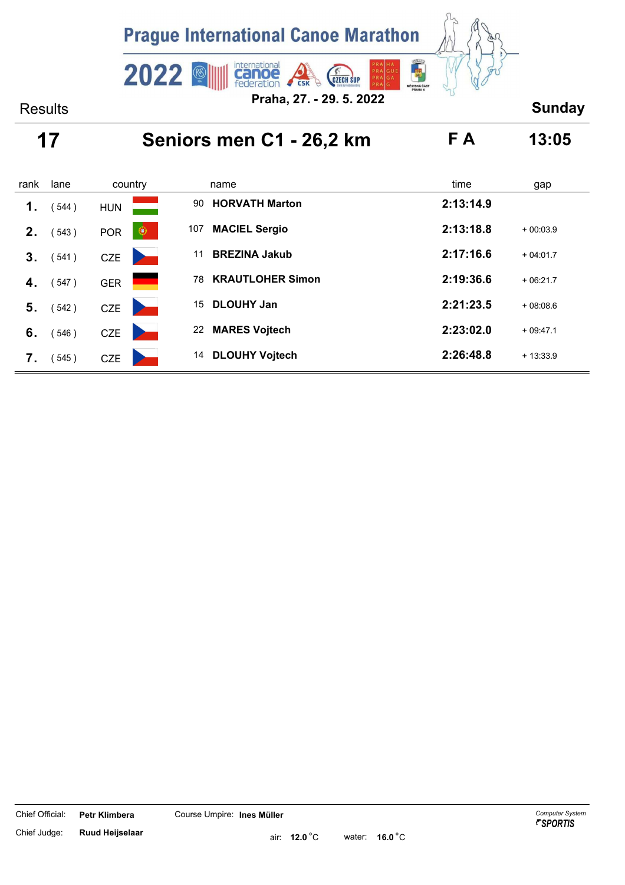# Prague International Canoe Marathon

**2022**

**Praha, 27. - 29. 5. 2022**

Results **Sunday**

## 17 Seniors men C1 - 26,2 km F A 13:05

| rank | lane | country | | name | time | gap |
|---|---|---|---|---|---|---|
| 1. | ( 544 ) | HUN | 90 | **HORVATH Marton** | **2:13:14.9** | |
| 2. | ( 543 ) | POR | 107 | **MACIEL Sergio** | **2:13:18.8** | + 00:03.9 |
| 3. | ( 541 ) | CZE | 11 | **BREZINA Jakub** | **2:17:16.6** | + 04:01.7 |
| 4. | ( 547 ) | GER | 78 | **KRAUTLOHER Simon** | **2:19:36.6** | + 06:21.7 |
| 5. | ( 542 ) | CZE | 15 | **DLOUHY Jan** | **2:21:23.5** | + 08:08.6 |
| 6. | ( 546 ) | CZE | 22 | **MARES Vojtech** | **2:23:02.0** | + 09:47.1 |
| 7. | ( 545 ) | CZE | 14 | **DLOUHY Vojtech** | **2:26:48.8** | + 13:33.9 |

Chief Official: **Petr Klimbera** Course Umpire: **Ines Müller**

Chief Judge: **Ruud Heijselaar**

air: **12.0** °C water: **16.0** °C

*Computer System* ***SPORTIS***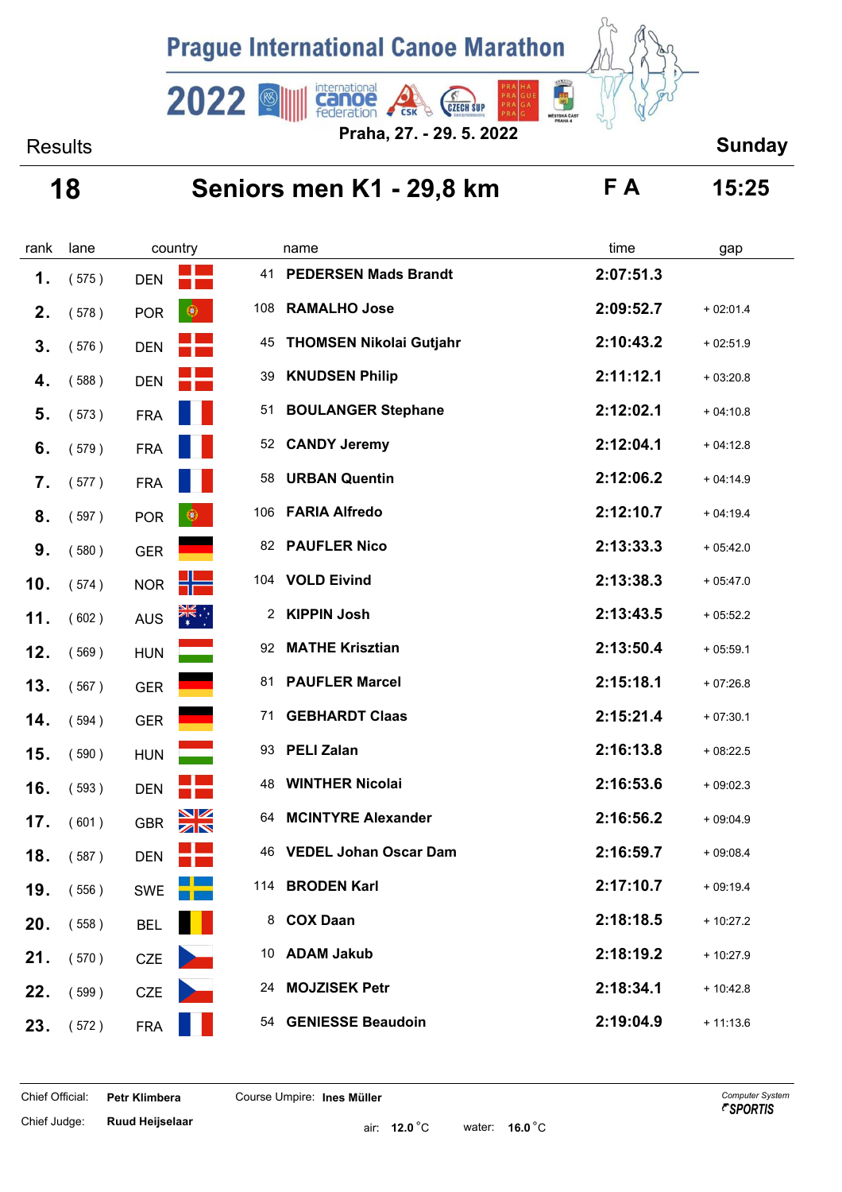# Prague International Canoe Marathon

**2022**

**Praha, 27. - 29. 5. 2022**

Results **Sunday**

## 18 Seniors men K1 - 29,8 km F A 15:25

| rank | lane | country | | name | time | gap |
|---|---|---|---|---|---|---|
| 1. | ( 575 ) | DEN | 41 | **PEDERSEN Mads Brandt** | **2:07:51.3** | |
| 2. | ( 578 ) | POR | 108 | **RAMALHO Jose** | **2:09:52.7** | + 02:01.4 |
| 3. | ( 576 ) | DEN | 45 | **THOMSEN Nikolai Gutjahr** | **2:10:43.2** | + 02:51.9 |
| 4. | ( 588 ) | DEN | 39 | **KNUDSEN Philip** | **2:11:12.1** | + 03:20.8 |
| 5. | ( 573 ) | FRA | 51 | **BOULANGER Stephane** | **2:12:02.1** | + 04:10.8 |
| 6. | ( 579 ) | FRA | 52 | **CANDY Jeremy** | **2:12:04.1** | + 04:12.8 |
| 7. | ( 577 ) | FRA | 58 | **URBAN Quentin** | **2:12:06.2** | + 04:14.9 |
| 8. | ( 597 ) | POR | 106 | **FARIA Alfredo** | **2:12:10.7** | + 04:19.4 |
| 9. | ( 580 ) | GER | 82 | **PAUFLER Nico** | **2:13:33.3** | + 05:42.0 |
| 10. | ( 574 ) | NOR | 104 | **VOLD Eivind** | **2:13:38.3** | + 05:47.0 |
| 11. | ( 602 ) | AUS | 2 | **KIPPIN Josh** | **2:13:43.5** | + 05:52.2 |
| 12. | ( 569 ) | HUN | 92 | **MATHE Krisztian** | **2:13:50.4** | + 05:59.1 |
| 13. | ( 567 ) | GER | 81 | **PAUFLER Marcel** | **2:15:18.1** | + 07:26.8 |
| 14. | ( 594 ) | GER | 71 | **GEBHARDT Claas** | **2:15:21.4** | + 07:30.1 |
| 15. | ( 590 ) | HUN | 93 | **PELI Zalan** | **2:16:13.8** | + 08:22.5 |
| 16. | ( 593 ) | DEN | 48 | **WINTHER Nicolai** | **2:16:53.6** | + 09:02.3 |
| 17. | ( 601 ) | GBR | 64 | **MCINTYRE Alexander** | **2:16:56.2** | + 09:04.9 |
| 18. | ( 587 ) | DEN | 46 | **VEDEL Johan Oscar Dam** | **2:16:59.7** | + 09:08.4 |
| 19. | ( 556 ) | SWE | 114 | **BRODEN Karl** | **2:17:10.7** | + 09:19.4 |
| 20. | ( 558 ) | BEL | 8 | **COX Daan** | **2:18:18.5** | + 10:27.2 |
| 21. | ( 570 ) | CZE | 10 | **ADAM Jakub** | **2:18:19.2** | + 10:27.9 |
| 22. | ( 599 ) | CZE | 24 | **MOJZISEK Petr** | **2:18:34.1** | + 10:42.8 |
| 23. | ( 572 ) | FRA | 54 | **GENIESSE Beaudoin** | **2:19:04.9** | + 11:13.6 |

Chief Official: **Petr Klimbera** Course Umpire: **Ines Müller**

Chief Judge: **Ruud Heijselaar** air: **12.0** °C water: **16.0** °C

*Computer System* **SPORTIS**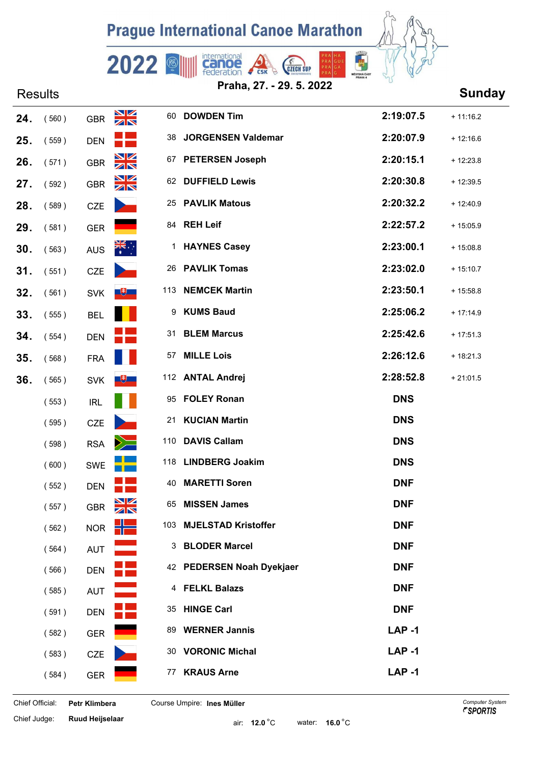# Prague International Canoe Marathon

## 2022

**Praha, 27. - 29. 5. 2022**

Results **Sunday**

| Rank | Bib | Nation | No. | Name | Time | Behind |
|---|---|---|---|---|---|---|
| 24. | ( 560 ) | GBR | 60 | **DOWDEN Tim** | **2:19:07.5** | + 11:16.2 |
| 25. | ( 559 ) | DEN | 38 | **JORGENSEN Valdemar** | **2:20:07.9** | + 12:16.6 |
| 26. | ( 571 ) | GBR | 67 | **PETERSEN Joseph** | **2:20:15.1** | + 12:23.8 |
| 27. | ( 592 ) | GBR | 62 | **DUFFIELD Lewis** | **2:20:30.8** | + 12:39.5 |
| 28. | ( 589 ) | CZE | 25 | **PAVLIK Matous** | **2:20:32.2** | + 12:40.9 |
| 29. | ( 581 ) | GER | 84 | **REH Leif** | **2:22:57.2** | + 15:05.9 |
| 30. | ( 563 ) | AUS | 1 | **HAYNES Casey** | **2:23:00.1** | + 15:08.8 |
| 31. | ( 551 ) | CZE | 26 | **PAVLIK Tomas** | **2:23:02.0** | + 15:10.7 |
| 32. | ( 561 ) | SVK | 113 | **NEMCEK Martin** | **2:23:50.1** | + 15:58.8 |
| 33. | ( 555 ) | BEL | 9 | **KUMS Baud** | **2:25:06.2** | + 17:14.9 |
| 34. | ( 554 ) | DEN | 31 | **BLEM Marcus** | **2:25:42.6** | + 17:51.3 |
| 35. | ( 568 ) | FRA | 57 | **MILLE Lois** | **2:26:12.6** | + 18:21.3 |
| 36. | ( 565 ) | SVK | 112 | **ANTAL Andrej** | **2:28:52.8** | + 21:01.5 |
| | ( 553 ) | IRL | 95 | **FOLEY Ronan** | **DNS** | |
| | ( 595 ) | CZE | 21 | **KUCIAN Martin** | **DNS** | |
| | ( 598 ) | RSA | 110 | **DAVIS Callam** | **DNS** | |
| | ( 600 ) | SWE | 118 | **LINDBERG Joakim** | **DNS** | |
| | ( 552 ) | DEN | 40 | **MARETTI Soren** | **DNF** | |
| | ( 557 ) | GBR | 65 | **MISSEN James** | **DNF** | |
| | ( 562 ) | NOR | 103 | **MJELSTAD Kristoffer** | **DNF** | |
| | ( 564 ) | AUT | 3 | **BLODER Marcel** | **DNF** | |
| | ( 566 ) | DEN | 42 | **PEDERSEN Noah Dyekjaer** | **DNF** | |
| | ( 585 ) | AUT | 4 | **FELKL Balazs** | **DNF** | |
| | ( 591 ) | DEN | 35 | **HINGE Carl** | **DNF** | |
| | ( 582 ) | GER | 89 | **WERNER Jannis** | **LAP -1** | |
| | ( 583 ) | CZE | 30 | **VORONIC Michal** | **LAP -1** | |
| | ( 584 ) | GER | 77 | **KRAUS Arne** | **LAP -1** | |

Chief Official: **Petr Klimbera** Course Umpire: **Ines Müller**

Chief Judge: **Ruud Heijselaar** air: **12.0** °C water: **16.0** °C

*Computer System* **SPORTIS**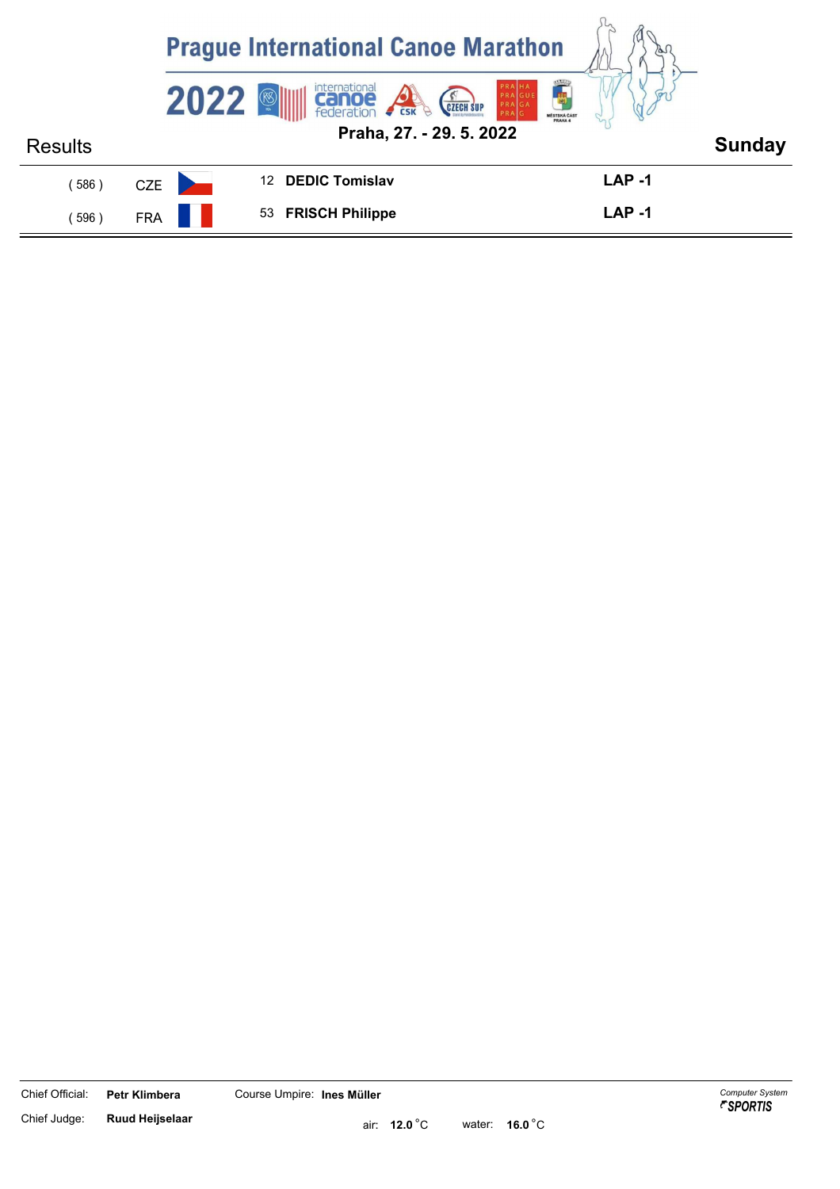# Prague International Canoe Marathon

## 2022

Praha, 27. - 29. 5. 2022

Results

**Sunday**

| | | | | |
|---|---|---|---|---|
| ( 586 ) | CZE | 12 | **DEDIC Tomislav** | **LAP -1** |
| ( 596 ) | FRA | 53 | **FRISCH Philippe** | **LAP -1** |

Chief Official: **Petr Klimbera** Course Umpire: **Ines Müller**

Chief Judge: **Ruud Heijselaar** air: **12.0** °C water: **16.0** °C

*Computer System* ***SPORTIS***